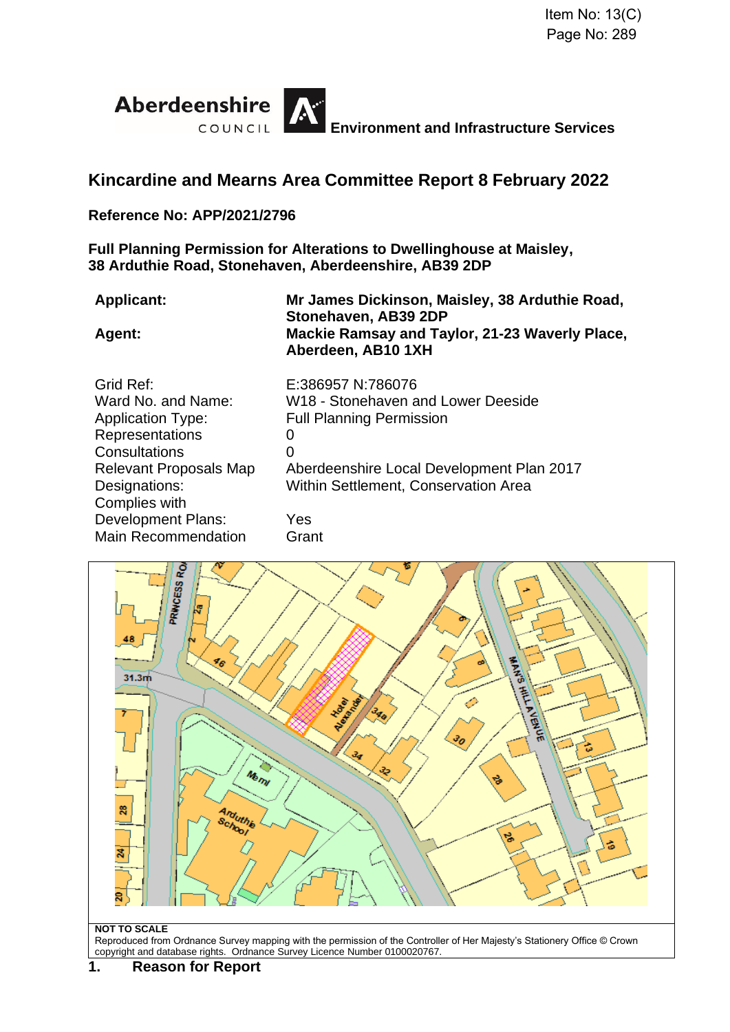Item No: 13(C)
Page No: 289

Aberdeenshire COUNCIL **Environment and Infrastructure Services**

## Kincardine and Mearns Area Committee Report 8 February 2022

**Reference No: APP/2021/2796**

**Full Planning Permission for Alterations to Dwellinghouse at Maisley, 38 Arduthie Road, Stonehaven, Aberdeenshire, AB39 2DP**

| | |
|---|---|
| **Applicant:** | **Mr James Dickinson, Maisley, 38 Arduthie Road, Stonehaven, AB39 2DP** |
| **Agent:** | **Mackie Ramsay and Taylor, 21-23 Waverly Place, Aberdeen, AB10 1XH** |

| | |
|---|---|
| Grid Ref: | E:386957 N:786076 |
| Ward No. and Name: | W18 - Stonehaven and Lower Deeside |
| Application Type: | Full Planning Permission |
| Representations | 0 |
| Consultations | 0 |
| Relevant Proposals Map | Aberdeenshire Local Development Plan 2017 |
| Designations: | Within Settlement, Conservation Area |
| Complies with Development Plans: | Yes |
| Main Recommendation | Grant |

**NOT TO SCALE**
Reproduced from Ordnance Survey mapping with the permission of the Controller of Her Majesty's Stationery Office © Crown copyright and database rights. Ordnance Survey Licence Number 0100020767.

## 1. Reason for Report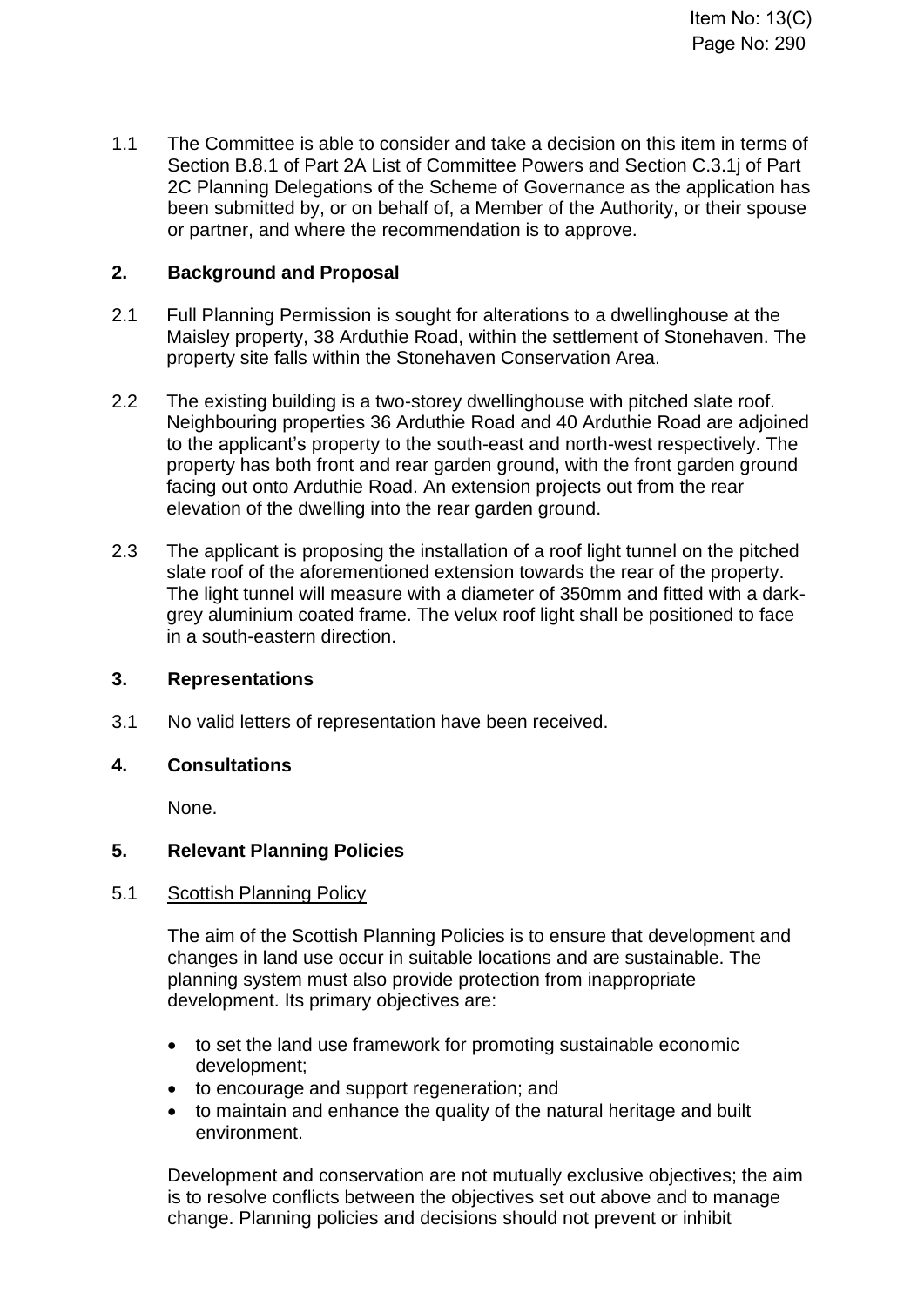1.1 The Committee is able to consider and take a decision on this item in terms of Section B.8.1 of Part 2A List of Committee Powers and Section C.3.1j of Part 2C Planning Delegations of the Scheme of Governance as the application has been submitted by, or on behalf of, a Member of the Authority, or their spouse or partner, and where the recommendation is to approve.

## 2. Background and Proposal

2.1 Full Planning Permission is sought for alterations to a dwellinghouse at the Maisley property, 38 Arduthie Road, within the settlement of Stonehaven. The property site falls within the Stonehaven Conservation Area.

2.2 The existing building is a two-storey dwellinghouse with pitched slate roof. Neighbouring properties 36 Arduthie Road and 40 Arduthie Road are adjoined to the applicant's property to the south-east and north-west respectively. The property has both front and rear garden ground, with the front garden ground facing out onto Arduthie Road. An extension projects out from the rear elevation of the dwelling into the rear garden ground.

2.3 The applicant is proposing the installation of a roof light tunnel on the pitched slate roof of the aforementioned extension towards the rear of the property. The light tunnel will measure with a diameter of 350mm and fitted with a dark-grey aluminium coated frame. The velux roof light shall be positioned to face in a south-eastern direction.

## 3. Representations

3.1 No valid letters of representation have been received.

## 4. Consultations

None.

## 5. Relevant Planning Policies

5.1 Scottish Planning Policy

The aim of the Scottish Planning Policies is to ensure that development and changes in land use occur in suitable locations and are sustainable. The planning system must also provide protection from inappropriate development. Its primary objectives are:

- to set the land use framework for promoting sustainable economic development;
- to encourage and support regeneration; and
- to maintain and enhance the quality of the natural heritage and built environment.

Development and conservation are not mutually exclusive objectives; the aim is to resolve conflicts between the objectives set out above and to manage change. Planning policies and decisions should not prevent or inhibit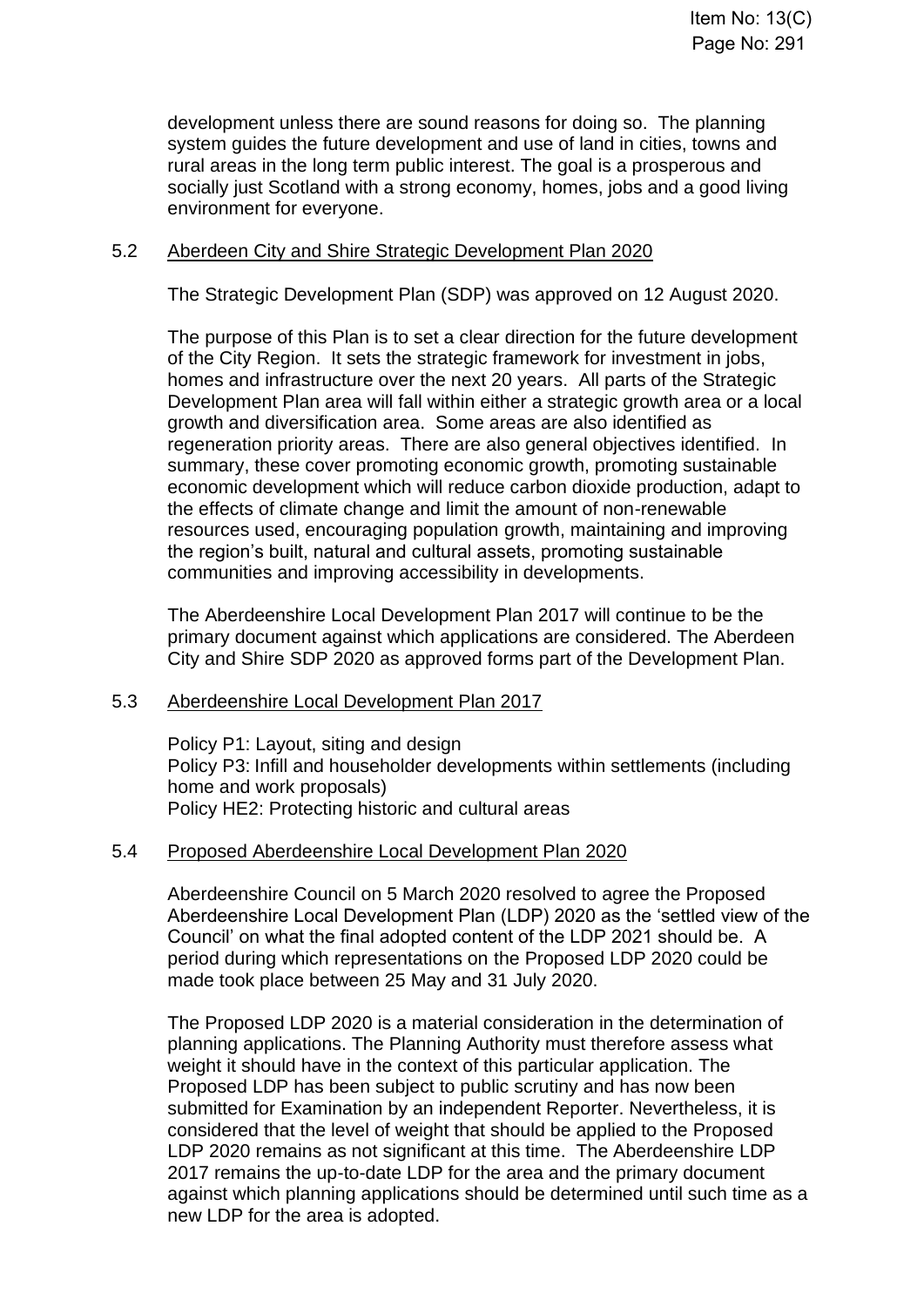development unless there are sound reasons for doing so. The planning system guides the future development and use of land in cities, towns and rural areas in the long term public interest. The goal is a prosperous and socially just Scotland with a strong economy, homes, jobs and a good living environment for everyone.

5.2 Aberdeen City and Shire Strategic Development Plan 2020

The Strategic Development Plan (SDP) was approved on 12 August 2020.

The purpose of this Plan is to set a clear direction for the future development of the City Region. It sets the strategic framework for investment in jobs, homes and infrastructure over the next 20 years. All parts of the Strategic Development Plan area will fall within either a strategic growth area or a local growth and diversification area. Some areas are also identified as regeneration priority areas. There are also general objectives identified. In summary, these cover promoting economic growth, promoting sustainable economic development which will reduce carbon dioxide production, adapt to the effects of climate change and limit the amount of non-renewable resources used, encouraging population growth, maintaining and improving the region's built, natural and cultural assets, promoting sustainable communities and improving accessibility in developments.

The Aberdeenshire Local Development Plan 2017 will continue to be the primary document against which applications are considered. The Aberdeen City and Shire SDP 2020 as approved forms part of the Development Plan.

5.3 Aberdeenshire Local Development Plan 2017

Policy P1: Layout, siting and design
Policy P3: Infill and householder developments within settlements (including home and work proposals)
Policy HE2: Protecting historic and cultural areas

5.4 Proposed Aberdeenshire Local Development Plan 2020

Aberdeenshire Council on 5 March 2020 resolved to agree the Proposed Aberdeenshire Local Development Plan (LDP) 2020 as the 'settled view of the Council' on what the final adopted content of the LDP 2021 should be. A period during which representations on the Proposed LDP 2020 could be made took place between 25 May and 31 July 2020.

The Proposed LDP 2020 is a material consideration in the determination of planning applications. The Planning Authority must therefore assess what weight it should have in the context of this particular application. The Proposed LDP has been subject to public scrutiny and has now been submitted for Examination by an independent Reporter. Nevertheless, it is considered that the level of weight that should be applied to the Proposed LDP 2020 remains as not significant at this time. The Aberdeenshire LDP 2017 remains the up-to-date LDP for the area and the primary document against which planning applications should be determined until such time as a new LDP for the area is adopted.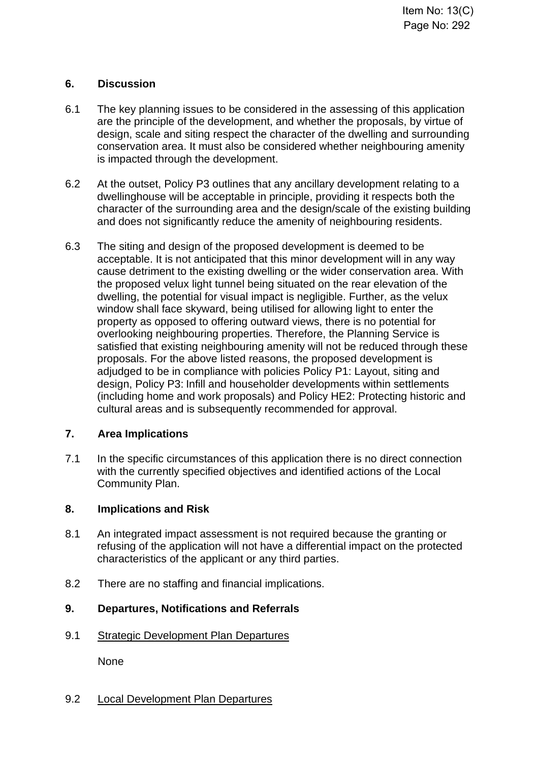## 6. Discussion

6.1 The key planning issues to be considered in the assessing of this application are the principle of the development, and whether the proposals, by virtue of design, scale and siting respect the character of the dwelling and surrounding conservation area. It must also be considered whether neighbouring amenity is impacted through the development.

6.2 At the outset, Policy P3 outlines that any ancillary development relating to a dwellinghouse will be acceptable in principle, providing it respects both the character of the surrounding area and the design/scale of the existing building and does not significantly reduce the amenity of neighbouring residents.

6.3 The siting and design of the proposed development is deemed to be acceptable. It is not anticipated that this minor development will in any way cause detriment to the existing dwelling or the wider conservation area. With the proposed velux light tunnel being situated on the rear elevation of the dwelling, the potential for visual impact is negligible. Further, as the velux window shall face skyward, being utilised for allowing light to enter the property as opposed to offering outward views, there is no potential for overlooking neighbouring properties. Therefore, the Planning Service is satisfied that existing neighbouring amenity will not be reduced through these proposals. For the above listed reasons, the proposed development is adjudged to be in compliance with policies Policy P1: Layout, siting and design, Policy P3: Infill and householder developments within settlements (including home and work proposals) and Policy HE2: Protecting historic and cultural areas and is subsequently recommended for approval.

## 7. Area Implications

7.1 In the specific circumstances of this application there is no direct connection with the currently specified objectives and identified actions of the Local Community Plan.

## 8. Implications and Risk

8.1 An integrated impact assessment is not required because the granting or refusing of the application will not have a differential impact on the protected characteristics of the applicant or any third parties.

8.2 There are no staffing and financial implications.

## 9. Departures, Notifications and Referrals

9.1 Strategic Development Plan Departures

None

9.2 Local Development Plan Departures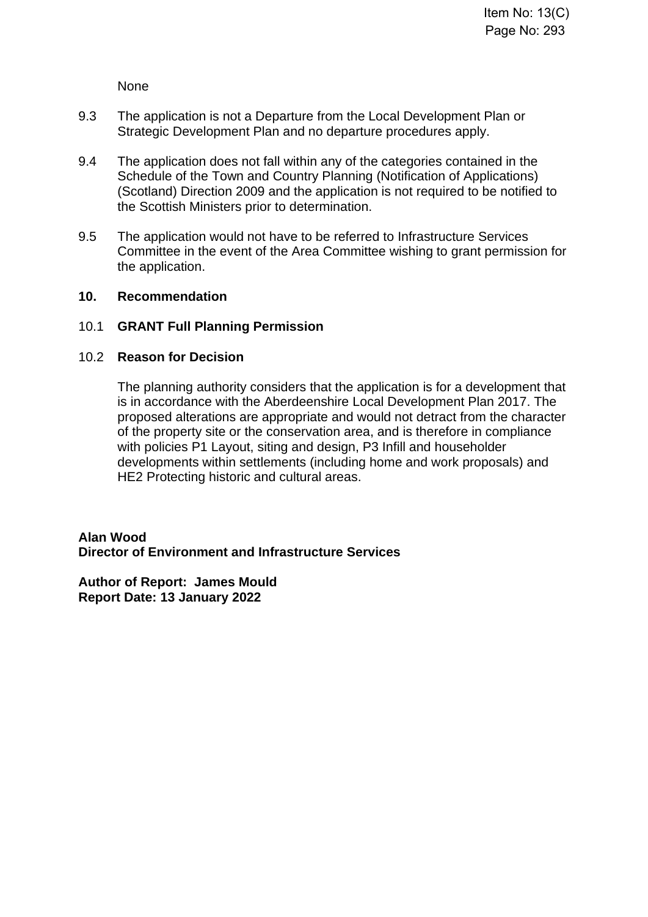None

9.3 The application is not a Departure from the Local Development Plan or Strategic Development Plan and no departure procedures apply.

9.4 The application does not fall within any of the categories contained in the Schedule of the Town and Country Planning (Notification of Applications) (Scotland) Direction 2009 and the application is not required to be notified to the Scottish Ministers prior to determination.

9.5 The application would not have to be referred to Infrastructure Services Committee in the event of the Area Committee wishing to grant permission for the application.

## 10. Recommendation

10.1 **GRANT Full Planning Permission**

10.2 **Reason for Decision**

The planning authority considers that the application is for a development that is in accordance with the Aberdeenshire Local Development Plan 2017. The proposed alterations are appropriate and would not detract from the character of the property site or the conservation area, and is therefore in compliance with policies P1 Layout, siting and design, P3 Infill and householder developments within settlements (including home and work proposals) and HE2 Protecting historic and cultural areas.

**Alan Wood**
**Director of Environment and Infrastructure Services**

**Author of Report: James Mould**
**Report Date: 13 January 2022**